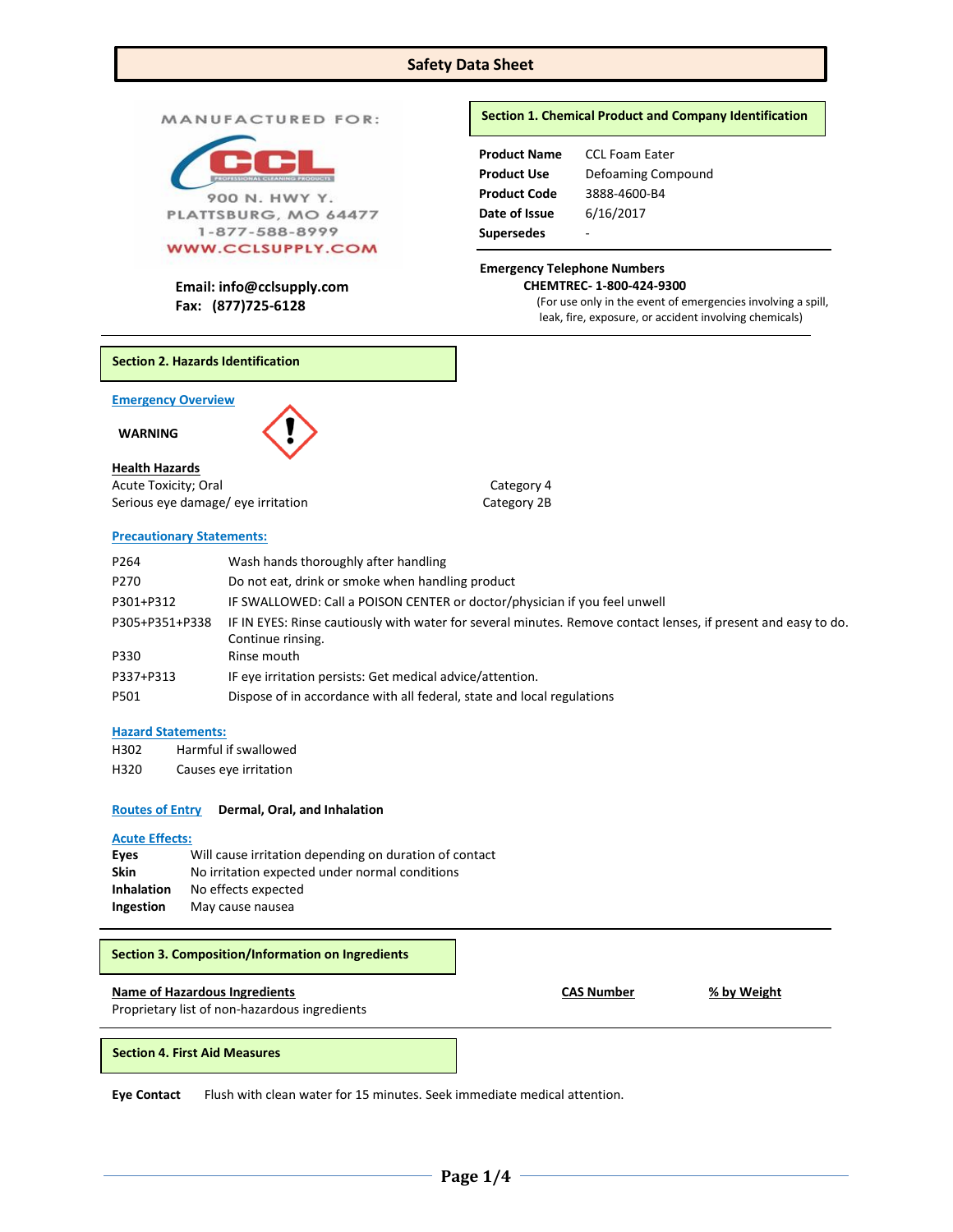# Safety Data Sheet

MANUFACTURED FOR:

CCL PROFESSIONAL CLEANING PRODUCTS

900 N. HWY Y.
PLATTSBURG, MO 64477
1-877-588-8999
WWW.CCLSUPPLY.COM

**Email: info@cclsupply.com**
**Fax: (877)725-6128**

## Section 1. Chemical Product and Company Identification

| | |
|---|---|
| **Product Name** | CCL Foam Eater |
| **Product Use** | Defoaming Compound |
| **Product Code** | 3888-4600-B4 |
| **Date of Issue** | 6/16/2017 |
| **Supersedes** | - |

**Emergency Telephone Numbers**
**CHEMTREC- 1-800-424-9300**
(For use only in the event of emergencies involving a spill, leak, fire, exposure, or accident involving chemicals)

## Section 2. Hazards Identification

**Emergency Overview**

**WARNING**

**Health Hazards**

| | |
|---|---|
| Acute Toxicity; Oral | Category 4 |
| Serious eye damage/ eye irritation | Category 2B |

**Precautionary Statements:**

| | |
|---|---|
| P264 | Wash hands thoroughly after handling |
| P270 | Do not eat, drink or smoke when handling product |
| P301+P312 | IF SWALLOWED: Call a POISON CENTER or doctor/physician if you feel unwell |
| P305+P351+P338 | IF IN EYES: Rinse cautiously with water for several minutes. Remove contact lenses, if present and easy to do. Continue rinsing. |
| P330 | Rinse mouth |
| P337+P313 | IF eye irritation persists: Get medical advice/attention. |
| P501 | Dispose of in accordance with all federal, state and local regulations |

**Hazard Statements:**

| | |
|---|---|
| H302 | Harmful if swallowed |
| H320 | Causes eye irritation |

**Routes of Entry** **Dermal, Oral, and Inhalation**

**Acute Effects:**

| | |
|---|---|
| **Eyes** | Will cause irritation depending on duration of contact |
| **Skin** | No irritation expected under normal conditions |
| **Inhalation** | No effects expected |
| **Ingestion** | May cause nausea |

## Section 3. Composition/Information on Ingredients

| Name of Hazardous Ingredients | CAS Number | % by Weight |
|---|---|---|
| Proprietary list of non-hazardous ingredients | | |

## Section 4. First Aid Measures

**Eye Contact** Flush with clean water for 15 minutes. Seek immediate medical attention.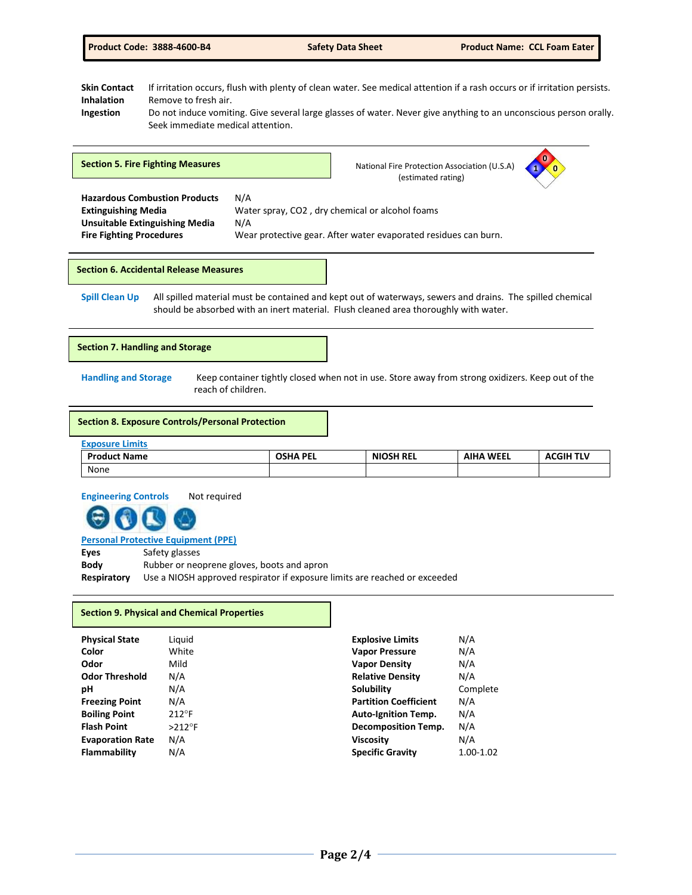**Skin Contact** If irritation occurs, flush with plenty of clean water. See medical attention if a rash occurs or if irritation persists.

**Inhalation** Remove to fresh air.

**Ingestion** Do not induce vomiting. Give several large glasses of water. Never give anything to an unconscious person orally. Seek immediate medical attention.

## Section 5. Fire Fighting Measures

National Fire Protection Association (U.S.A) (estimated rating)

**Hazardous Combustion Products** N/A

**Extinguishing Media** Water spray, $CO_2$ , dry chemical or alcohol foams

**Unsuitable Extinguishing Media** N/A

**Fire Fighting Procedures** Wear protective gear. After water evaporated residues can burn.

## Section 6. Accidental Release Measures

**Spill Clean Up** All spilled material must be contained and kept out of waterways, sewers and drains. The spilled chemical should be absorbed with an inert material. Flush cleaned area thoroughly with water.

## Section 7. Handling and Storage

**Handling and Storage** Keep container tightly closed when not in use. Store away from strong oxidizers. Keep out of the reach of children.

## Section 8. Exposure Controls/Personal Protection

**Exposure Limits**

| Product Name | OSHA PEL | NIOSH REL | AIHA WEEL | ACGIH TLV |
|---|---|---|---|---|
| None | | | | |

**Engineering Controls** Not required

**Personal Protective Equipment (PPE)**

**Eyes** Safety glasses

**Body** Rubber or neoprene gloves, boots and apron

**Respiratory** Use a NIOSH approved respirator if exposure limits are reached or exceeded

## Section 9. Physical and Chemical Properties

| Property | Value | Property | Value |
|---|---|---|---|
| **Physical State** | Liquid | **Explosive Limits** | N/A |
| **Color** | White | **Vapor Pressure** | N/A |
| **Odor** | Mild | **Vapor Density** | N/A |
| **Odor Threshold** | N/A | **Relative Density** | N/A |
| **pH** | N/A | **Solubility** | Complete |
| **Freezing Point** | N/A | **Partition Coefficient** | N/A |
| **Boiling Point** | 212°F | **Auto-Ignition Temp.** | N/A |
| **Flash Point** | >212°F | **Decomposition Temp.** | N/A |
| **Evaporation Rate** | N/A | **Viscosity** | N/A |
| **Flammability** | N/A | **Specific Gravity** | 1.00-1.02 |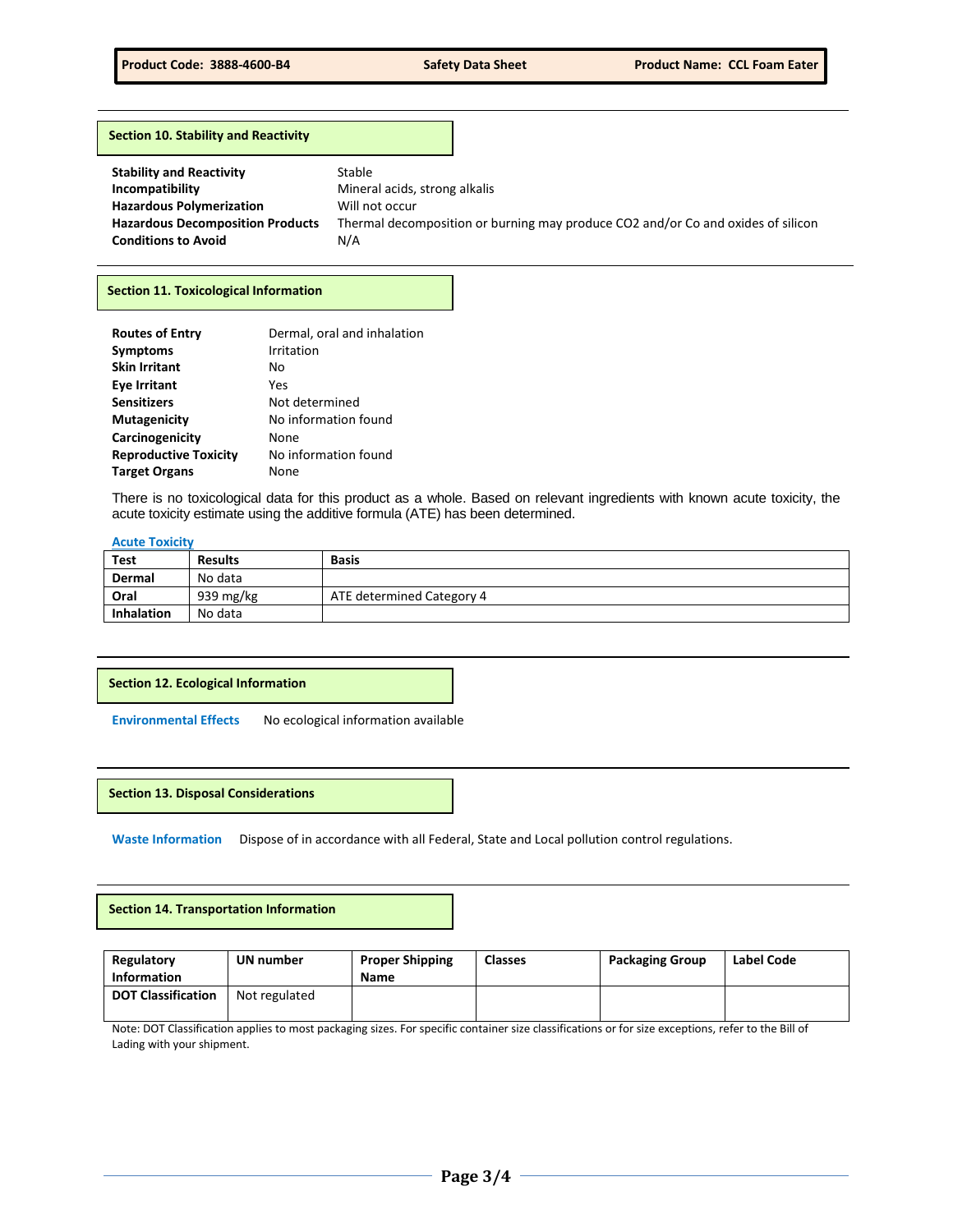## Section 10. Stability and Reactivity

| | |
|---|---|
| **Stability and Reactivity** | Stable |
| **Incompatibility** | Mineral acids, strong alkalis |
| **Hazardous Polymerization** | Will not occur |
| **Hazardous Decomposition Products** | Thermal decomposition or burning may produce $CO_2$ and/or Co and oxides of silicon |
| **Conditions to Avoid** | N/A |

## Section 11. Toxicological Information

| | |
|---|---|
| **Routes of Entry** | Dermal, oral and inhalation |
| **Symptoms** | Irritation |
| **Skin Irritant** | No |
| **Eye Irritant** | Yes |
| **Sensitizers** | Not determined |
| **Mutagenicity** | No information found |
| **Carcinogenicity** | None |
| **Reproductive Toxicity** | No information found |
| **Target Organs** | None |

There is no toxicological data for this product as a whole. Based on relevant ingredients with known acute toxicity, the acute toxicity estimate using the additive formula (ATE) has been determined.

**Acute Toxicity**

| Test | Results | Basis |
|---|---|---|
| **Dermal** | No data | |
| **Oral** | 939 mg/kg | ATE determined Category 4 |
| **Inhalation** | No data | |

## Section 12. Ecological Information

**Environmental Effects** No ecological information available

## Section 13. Disposal Considerations

**Waste Information** Dispose of in accordance with all Federal, State and Local pollution control regulations.

## Section 14. Transportation Information

| Regulatory Information | UN number | Proper Shipping Name | Classes | Packaging Group | Label Code |
|---|---|---|---|---|---|
| **DOT Classification** | Not regulated | | | | |

Note: DOT Classification applies to most packaging sizes. For specific container size classifications or for size exceptions, refer to the Bill of Lading with your shipment.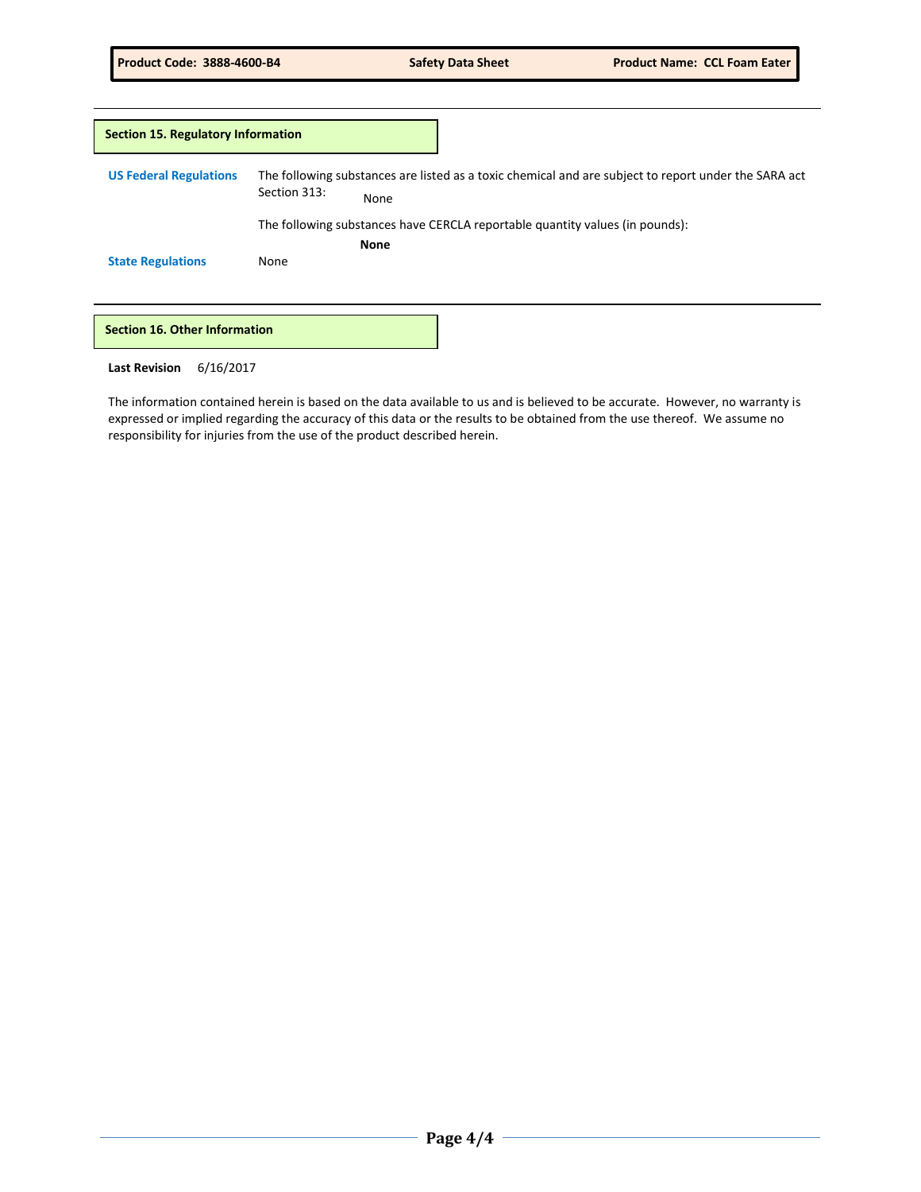## Section 15. Regulatory Information

**US Federal Regulations**

The following substances are listed as a toxic chemical and are subject to report under the SARA act Section 313: None

The following substances have CERCLA reportable quantity values (in pounds):

**None**

**State Regulations** None

## Section 16. Other Information

**Last Revision** 6/16/2017

The information contained herein is based on the data available to us and is believed to be accurate. However, no warranty is expressed or implied regarding the accuracy of this data or the results to be obtained from the use thereof. We assume no responsibility for injuries from the use of the product described herein.